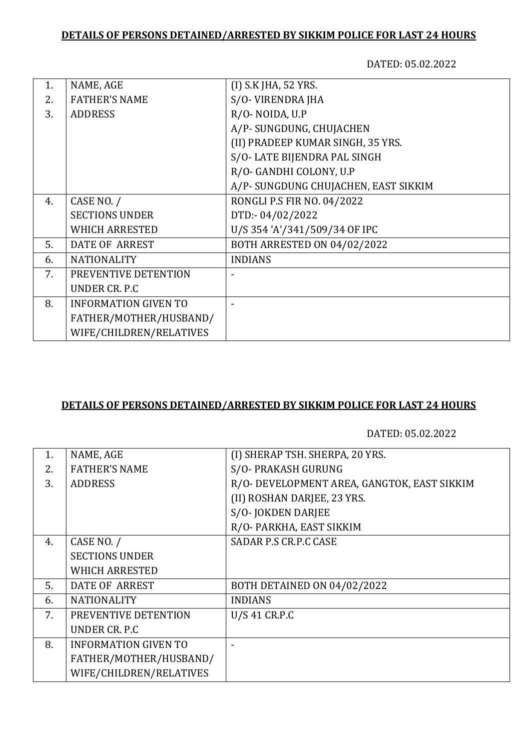**DETAILS OF PERSONS DETAINED/ARRESTED BY SIKKIM POLICE FOR LAST 24 HOURS**

DATED: 05.02.2022

| | | |
|---|---|---|
| 1.<br>2.<br>3. | NAME, AGE<br>FATHER'S NAME<br>ADDRESS | (I) S.K JHA, 52 YRS.<br>S/O- VIRENDRA JHA<br>R/O- NOIDA, U.P<br>A/P- SUNGDUNG, CHUJACHEN<br>(II) PRADEEP KUMAR SINGH, 35 YRS.<br>S/O- LATE BIJENDRA PAL SINGH<br>R/O- GANDHI COLONY, U.P<br>A/P- SUNGDUNG CHUJACHEN, EAST SIKKIM |
| 4. | CASE NO. /<br>SECTIONS UNDER<br>WHICH ARRESTED | RONGLI P.S FIR NO. 04/2022<br>DTD:- 04/02/2022<br>U/S 354 'A'/341/509/34 OF IPC |
| 5. | DATE OF ARREST | BOTH ARRESTED ON 04/02/2022 |
| 6. | NATIONALITY | INDIANS |
| 7. | PREVENTIVE DETENTION<br>UNDER CR. P.C | - |
| 8. | INFORMATION GIVEN TO<br>FATHER/MOTHER/HUSBAND/<br>WIFE/CHILDREN/RELATIVES | - |

**DETAILS OF PERSONS DETAINED/ARRESTED BY SIKKIM POLICE FOR LAST 24 HOURS**

DATED: 05.02.2022

| | | |
|---|---|---|
| 1.<br>2.<br>3. | NAME, AGE<br>FATHER'S NAME<br>ADDRESS | (I) SHERAP TSH. SHERPA, 20 YRS.<br>S/O- PRAKASH GURUNG<br>R/O- DEVELOPMENT AREA, GANGTOK, EAST SIKKIM<br>(II) ROSHAN DARJEE, 23 YRS.<br>S/O- JOKDEN DARJEE<br>R/O- PARKHA, EAST SIKKIM |
| 4. | CASE NO. /<br>SECTIONS UNDER<br>WHICH ARRESTED | SADAR P.S CR.P.C CASE |
| 5. | DATE OF ARREST | BOTH DETAINED ON 04/02/2022 |
| 6. | NATIONALITY | INDIANS |
| 7. | PREVENTIVE DETENTION<br>UNDER CR. P.C | U/S 41 CR.P.C |
| 8. | INFORMATION GIVEN TO<br>FATHER/MOTHER/HUSBAND/<br>WIFE/CHILDREN/RELATIVES | - |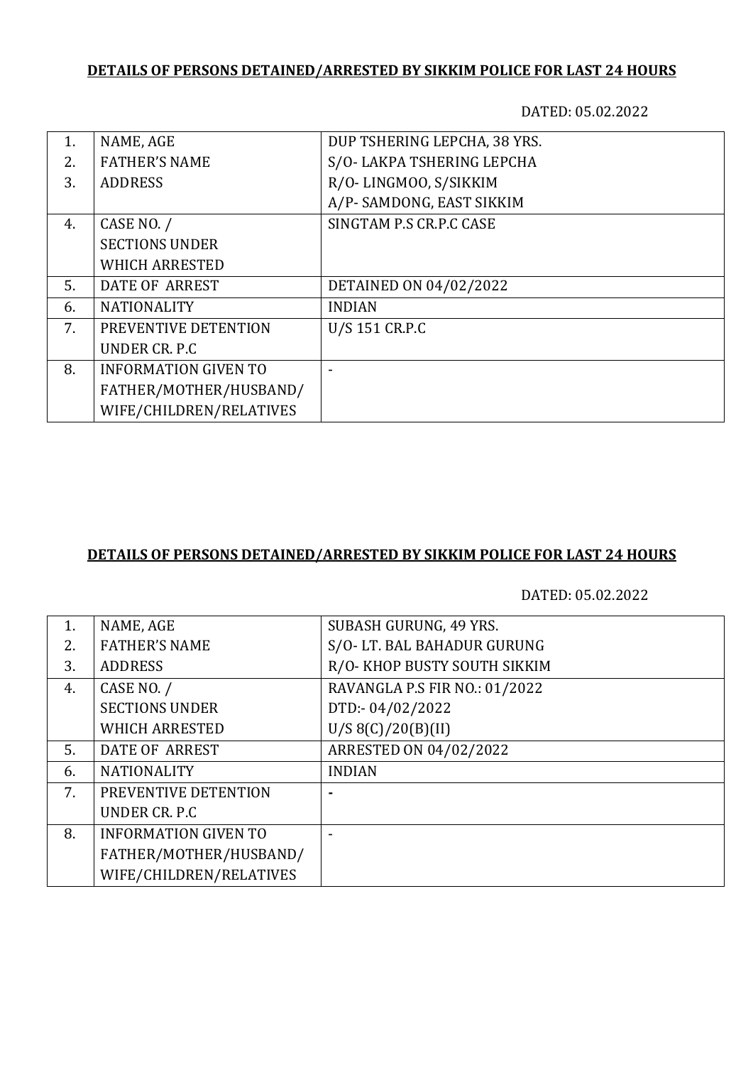**DETAILS OF PERSONS DETAINED/ARRESTED BY SIKKIM POLICE FOR LAST 24 HOURS**

DATED: 05.02.2022

| | | |
|---|---|---|
| 1.<br>2.<br>3. | NAME, AGE<br>FATHER'S NAME<br>ADDRESS | DUP TSHERING LEPCHA, 38 YRS.<br>S/O- LAKPA TSHERING LEPCHA<br>R/O- LINGMOO, S/SIKKIM<br>A/P- SAMDONG, EAST SIKKIM |
| 4. | CASE NO. /<br>SECTIONS UNDER<br>WHICH ARRESTED | SINGTAM P.S CR.P.C CASE |
| 5. | DATE OF ARREST | DETAINED ON 04/02/2022 |
| 6. | NATIONALITY | INDIAN |
| 7. | PREVENTIVE DETENTION<br>UNDER CR. P.C | U/S 151 CR.P.C |
| 8. | INFORMATION GIVEN TO<br>FATHER/MOTHER/HUSBAND/<br>WIFE/CHILDREN/RELATIVES | - |

**DETAILS OF PERSONS DETAINED/ARRESTED BY SIKKIM POLICE FOR LAST 24 HOURS**

DATED: 05.02.2022

| | | |
|---|---|---|
| 1.<br>2.<br>3. | NAME, AGE<br>FATHER'S NAME<br>ADDRESS | SUBASH GURUNG, 49 YRS.<br>S/O- LT. BAL BAHADUR GURUNG<br>R/O- KHOP BUSTY SOUTH SIKKIM |
| 4. | CASE NO. /<br>SECTIONS UNDER<br>WHICH ARRESTED | RAVANGLA P.S FIR NO.: 01/2022<br>DTD:- 04/02/2022<br>U/S 8(C)/20(B)(II) |
| 5. | DATE OF ARREST | ARRESTED ON 04/02/2022 |
| 6. | NATIONALITY | INDIAN |
| 7. | PREVENTIVE DETENTION<br>UNDER CR. P.C | - |
| 8. | INFORMATION GIVEN TO<br>FATHER/MOTHER/HUSBAND/<br>WIFE/CHILDREN/RELATIVES | - |